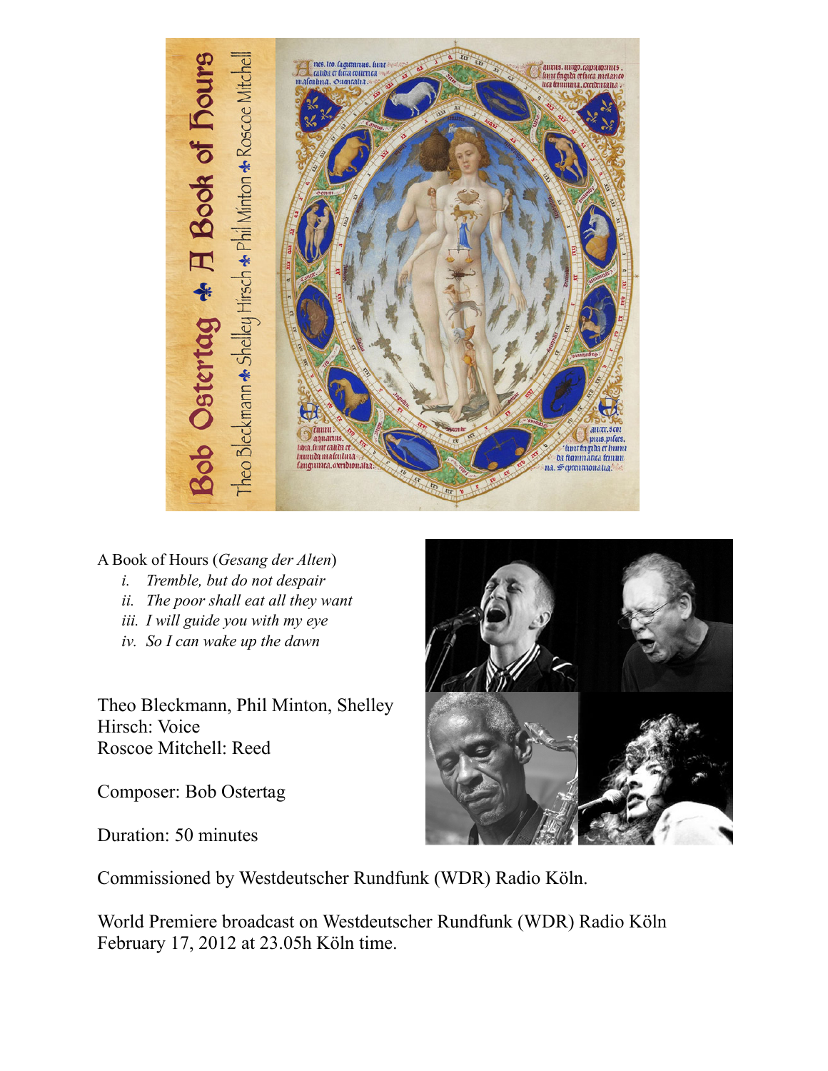A Book of Hours (*Gesang der Alten*)

i. *Tremble, but do not despair*
ii. *The poor shall eat all they want*
iii. *I will guide you with my eye*
iv. *So I can wake up the dawn*

Theo Bleckmann, Phil Minton, Shelley Hirsch: Voice
Roscoe Mitchell: Reed

Composer: Bob Ostertag

Duration: 50 minutes

Commissioned by Westdeutscher Rundfunk (WDR) Radio Köln.

World Premiere broadcast on Westdeutscher Rundfunk (WDR) Radio Köln February 17, 2012 at 23.05h Köln time.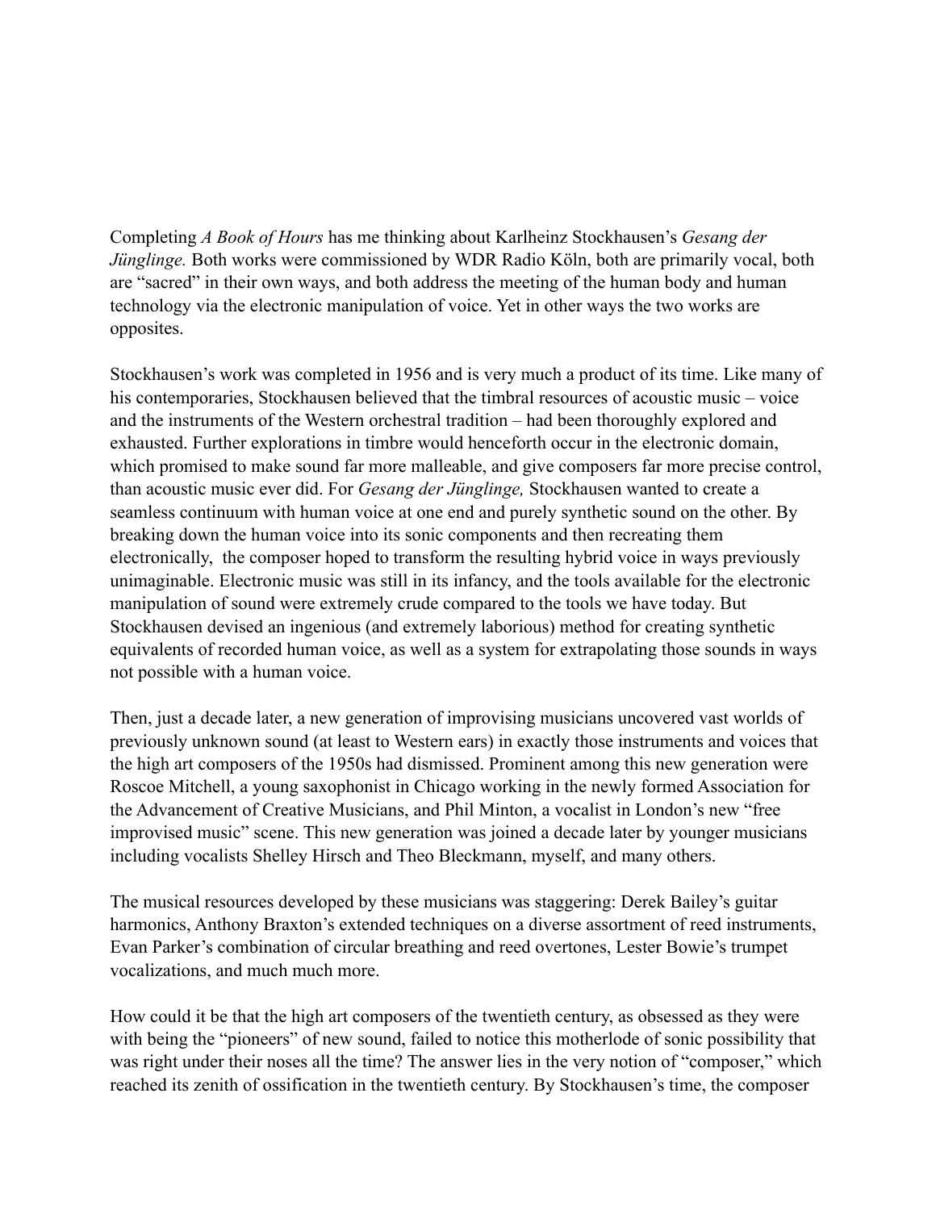Completing *A Book of Hours* has me thinking about Karlheinz Stockhausen's *Gesang der Jünglinge.* Both works were commissioned by WDR Radio Köln, both are primarily vocal, both are "sacred" in their own ways, and both address the meeting of the human body and human technology via the electronic manipulation of voice. Yet in other ways the two works are opposites.

Stockhausen's work was completed in 1956 and is very much a product of its time. Like many of his contemporaries, Stockhausen believed that the timbral resources of acoustic music – voice and the instruments of the Western orchestral tradition – had been thoroughly explored and exhausted. Further explorations in timbre would henceforth occur in the electronic domain, which promised to make sound far more malleable, and give composers far more precise control, than acoustic music ever did. For *Gesang der Jünglinge,* Stockhausen wanted to create a seamless continuum with human voice at one end and purely synthetic sound on the other. By breaking down the human voice into its sonic components and then recreating them electronically, the composer hoped to transform the resulting hybrid voice in ways previously unimaginable. Electronic music was still in its infancy, and the tools available for the electronic manipulation of sound were extremely crude compared to the tools we have today. But Stockhausen devised an ingenious (and extremely laborious) method for creating synthetic equivalents of recorded human voice, as well as a system for extrapolating those sounds in ways not possible with a human voice.

Then, just a decade later, a new generation of improvising musicians uncovered vast worlds of previously unknown sound (at least to Western ears) in exactly those instruments and voices that the high art composers of the 1950s had dismissed. Prominent among this new generation were Roscoe Mitchell, a young saxophonist in Chicago working in the newly formed Association for the Advancement of Creative Musicians, and Phil Minton, a vocalist in London's new "free improvised music" scene. This new generation was joined a decade later by younger musicians including vocalists Shelley Hirsch and Theo Bleckmann, myself, and many others.

The musical resources developed by these musicians was staggering: Derek Bailey's guitar harmonics, Anthony Braxton's extended techniques on a diverse assortment of reed instruments, Evan Parker's combination of circular breathing and reed overtones, Lester Bowie's trumpet vocalizations, and much much more.

How could it be that the high art composers of the twentieth century, as obsessed as they were with being the "pioneers" of new sound, failed to notice this motherlode of sonic possibility that was right under their noses all the time? The answer lies in the very notion of "composer," which reached its zenith of ossification in the twentieth century. By Stockhausen's time, the composer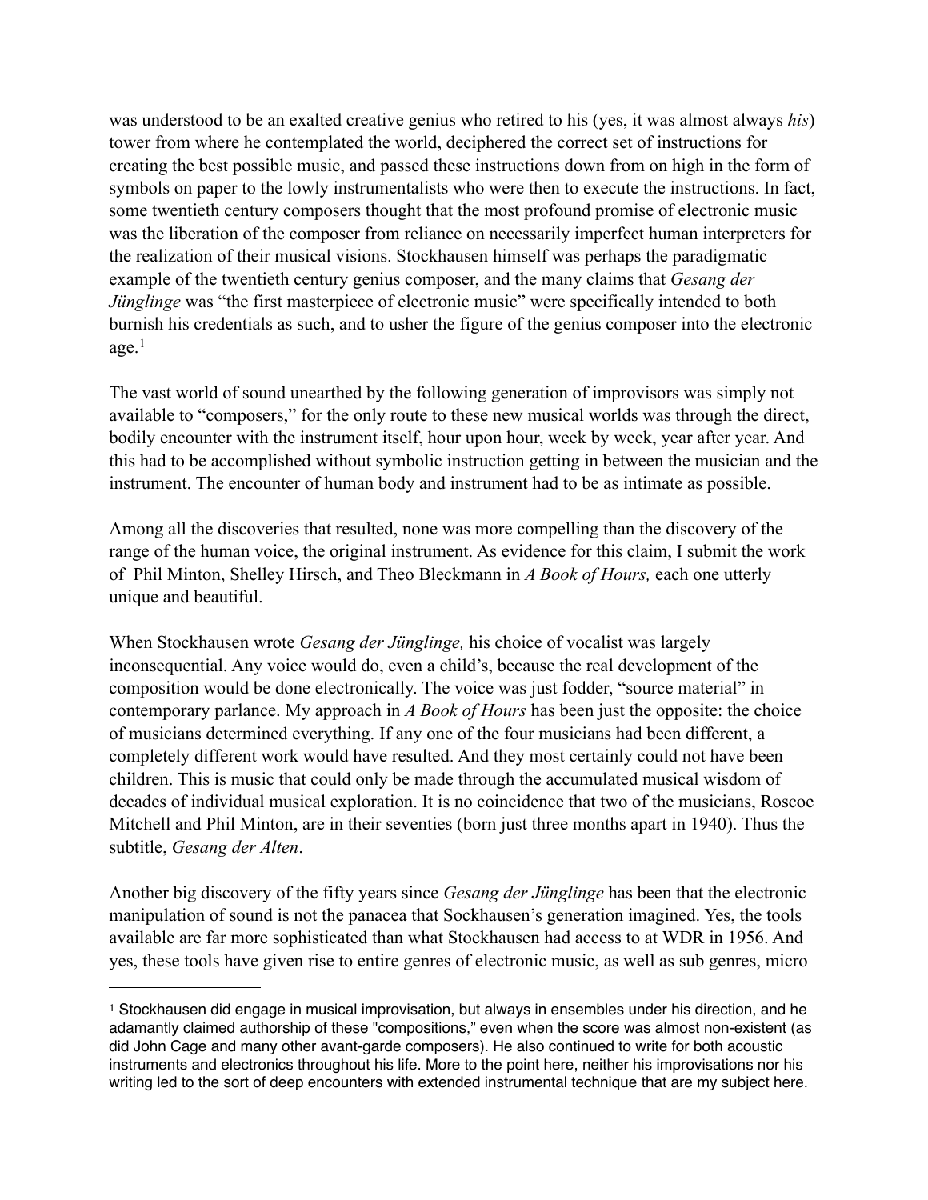was understood to be an exalted creative genius who retired to his (yes, it was almost always *his*) tower from where he contemplated the world, deciphered the correct set of instructions for creating the best possible music, and passed these instructions down from on high in the form of symbols on paper to the lowly instrumentalists who were then to execute the instructions. In fact, some twentieth century composers thought that the most profound promise of electronic music was the liberation of the composer from reliance on necessarily imperfect human interpreters for the realization of their musical visions. Stockhausen himself was perhaps the paradigmatic example of the twentieth century genius composer, and the many claims that *Gesang der Jünglinge* was "the first masterpiece of electronic music" were specifically intended to both burnish his credentials as such, and to usher the figure of the genius composer into the electronic age.[1]

The vast world of sound unearthed by the following generation of improvisors was simply not available to "composers," for the only route to these new musical worlds was through the direct, bodily encounter with the instrument itself, hour upon hour, week by week, year after year. And this had to be accomplished without symbolic instruction getting in between the musician and the instrument. The encounter of human body and instrument had to be as intimate as possible.

Among all the discoveries that resulted, none was more compelling than the discovery of the range of the human voice, the original instrument. As evidence for this claim, I submit the work of Phil Minton, Shelley Hirsch, and Theo Bleckmann in *A Book of Hours,* each one utterly unique and beautiful.

When Stockhausen wrote *Gesang der Jünglinge,* his choice of vocalist was largely inconsequential. Any voice would do, even a child's, because the real development of the composition would be done electronically. The voice was just fodder, "source material" in contemporary parlance. My approach in *A Book of Hours* has been just the opposite: the choice of musicians determined everything. If any one of the four musicians had been different, a completely different work would have resulted. And they most certainly could not have been children. This is music that could only be made through the accumulated musical wisdom of decades of individual musical exploration. It is no coincidence that two of the musicians, Roscoe Mitchell and Phil Minton, are in their seventies (born just three months apart in 1940). Thus the subtitle, *Gesang der Alten*.

Another big discovery of the fifty years since *Gesang der Jünglinge* has been that the electronic manipulation of sound is not the panacea that Sockhausen's generation imagined. Yes, the tools available are far more sophisticated than what Stockhausen had access to at WDR in 1956. And yes, these tools have given rise to entire genres of electronic music, as well as sub genres, micro

---

[1] Stockhausen did engage in musical improvisation, but always in ensembles under his direction, and he adamantly claimed authorship of these "compositions," even when the score was almost non-existent (as did John Cage and many other avant-garde composers). He also continued to write for both acoustic instruments and electronics throughout his life. More to the point here, neither his improvisations nor his writing led to the sort of deep encounters with extended instrumental technique that are my subject here.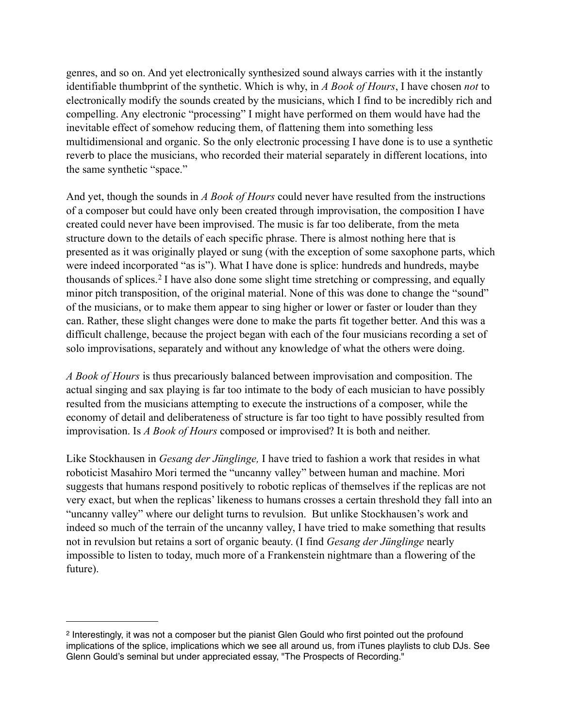genres, and so on. And yet electronically synthesized sound always carries with it the instantly identifiable thumbprint of the synthetic. Which is why, in *A Book of Hours*, I have chosen *not* to electronically modify the sounds created by the musicians, which I find to be incredibly rich and compelling. Any electronic "processing" I might have performed on them would have had the inevitable effect of somehow reducing them, of flattening them into something less multidimensional and organic. So the only electronic processing I have done is to use a synthetic reverb to place the musicians, who recorded their material separately in different locations, into the same synthetic "space."

And yet, though the sounds in *A Book of Hours* could never have resulted from the instructions of a composer but could have only been created through improvisation, the composition I have created could never have been improvised. The music is far too deliberate, from the meta structure down to the details of each specific phrase. There is almost nothing here that is presented as it was originally played or sung (with the exception of some saxophone parts, which were indeed incorporated "as is"). What I have done is splice: hundreds and hundreds, maybe thousands of splices.[2] I have also done some slight time stretching or compressing, and equally minor pitch transposition, of the original material. None of this was done to change the "sound" of the musicians, or to make them appear to sing higher or lower or faster or louder than they can. Rather, these slight changes were done to make the parts fit together better. And this was a difficult challenge, because the project began with each of the four musicians recording a set of solo improvisations, separately and without any knowledge of what the others were doing.

*A Book of Hours* is thus precariously balanced between improvisation and composition. The actual singing and sax playing is far too intimate to the body of each musician to have possibly resulted from the musicians attempting to execute the instructions of a composer, while the economy of detail and deliberateness of structure is far too tight to have possibly resulted from improvisation. Is *A Book of Hours* composed or improvised? It is both and neither.

Like Stockhausen in *Gesang der Jünglinge,* I have tried to fashion a work that resides in what roboticist Masahiro Mori termed the "uncanny valley" between human and machine. Mori suggests that humans respond positively to robotic replicas of themselves if the replicas are not very exact, but when the replicas' likeness to humans crosses a certain threshold they fall into an "uncanny valley" where our delight turns to revulsion. But unlike Stockhausen's work and indeed so much of the terrain of the uncanny valley, I have tried to make something that results not in revulsion but retains a sort of organic beauty. (I find *Gesang der Jünglinge* nearly impossible to listen to today, much more of a Frankenstein nightmare than a flowering of the future).

---

[2] Interestingly, it was not a composer but the pianist Glen Gould who first pointed out the profound implications of the splice, implications which we see all around us, from iTunes playlists to club DJs. See Glenn Gould's seminal but under appreciated essay, "The Prospects of Recording."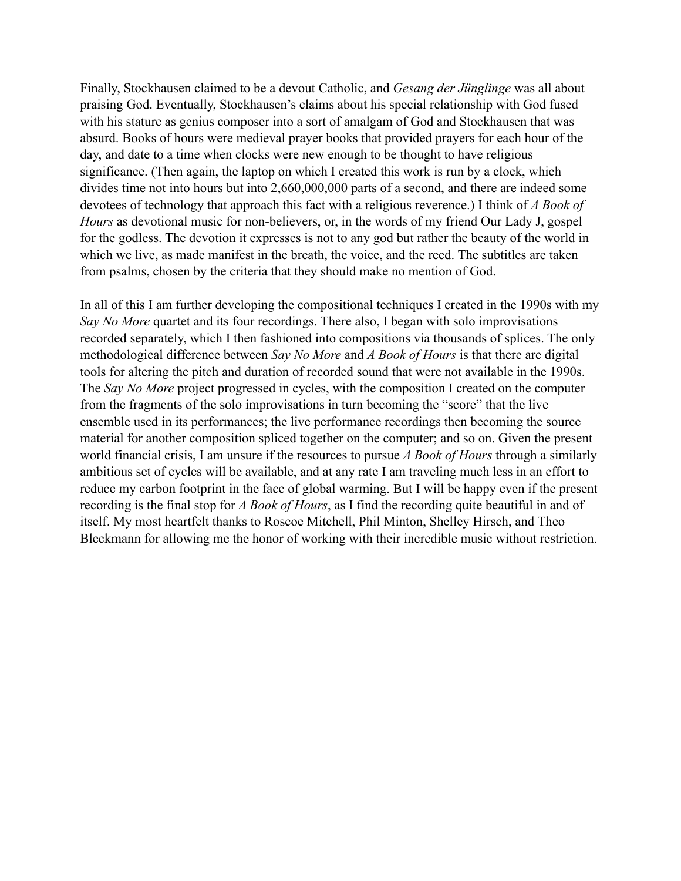Finally, Stockhausen claimed to be a devout Catholic, and *Gesang der Jünglinge* was all about praising God. Eventually, Stockhausen's claims about his special relationship with God fused with his stature as genius composer into a sort of amalgam of God and Stockhausen that was absurd. Books of hours were medieval prayer books that provided prayers for each hour of the day, and date to a time when clocks were new enough to be thought to have religious significance. (Then again, the laptop on which I created this work is run by a clock, which divides time not into hours but into 2,660,000,000 parts of a second, and there are indeed some devotees of technology that approach this fact with a religious reverence.) I think of *A Book of Hours* as devotional music for non-believers, or, in the words of my friend Our Lady J, gospel for the godless. The devotion it expresses is not to any god but rather the beauty of the world in which we live, as made manifest in the breath, the voice, and the reed. The subtitles are taken from psalms, chosen by the criteria that they should make no mention of God.

In all of this I am further developing the compositional techniques I created in the 1990s with my *Say No More* quartet and its four recordings. There also, I began with solo improvisations recorded separately, which I then fashioned into compositions via thousands of splices. The only methodological difference between *Say No More* and *A Book of Hours* is that there are digital tools for altering the pitch and duration of recorded sound that were not available in the 1990s. The *Say No More* project progressed in cycles, with the composition I created on the computer from the fragments of the solo improvisations in turn becoming the "score" that the live ensemble used in its performances; the live performance recordings then becoming the source material for another composition spliced together on the computer; and so on. Given the present world financial crisis, I am unsure if the resources to pursue *A Book of Hours* through a similarly ambitious set of cycles will be available, and at any rate I am traveling much less in an effort to reduce my carbon footprint in the face of global warming. But I will be happy even if the present recording is the final stop for *A Book of Hours*, as I find the recording quite beautiful in and of itself. My most heartfelt thanks to Roscoe Mitchell, Phil Minton, Shelley Hirsch, and Theo Bleckmann for allowing me the honor of working with their incredible music without restriction.